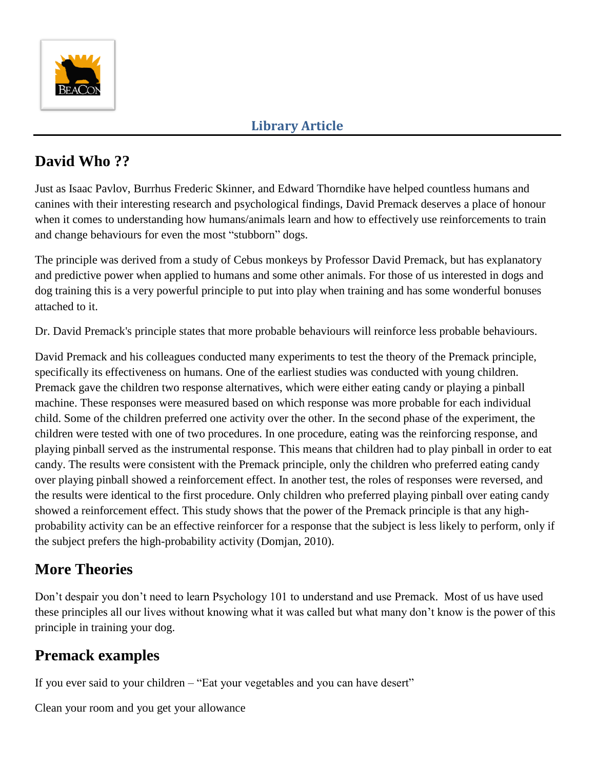Library Article

## David Who ??

Just as Isaac Pavlov, Burrhus Frederic Skinner, and Edward Thorndike have helped countless humans and canines with their interesting research and psychological findings, David Premack deserves a place of honour when it comes to understanding how humans/animals learn and how to effectively use reinforcements to train and change behaviours for even the most "stubborn" dogs.

The principle was derived from a study of Cebus monkeys by Professor David Premack, but has explanatory and predictive power when applied to humans and some other animals. For those of us interested in dogs and dog training this is a very powerful principle to put into play when training and has some wonderful bonuses attached to it.

Dr. David Premack's principle states that more probable behaviours will reinforce less probable behaviours.

David Premack and his colleagues conducted many experiments to test the theory of the Premack principle, specifically its effectiveness on humans. One of the earliest studies was conducted with young children. Premack gave the children two response alternatives, which were either eating candy or playing a pinball machine. These responses were measured based on which response was more probable for each individual child. Some of the children preferred one activity over the other. In the second phase of the experiment, the children were tested with one of two procedures. In one procedure, eating was the reinforcing response, and playing pinball served as the instrumental response. This means that children had to play pinball in order to eat candy. The results were consistent with the Premack principle, only the children who preferred eating candy over playing pinball showed a reinforcement effect. In another test, the roles of responses were reversed, and the results were identical to the first procedure. Only children who preferred playing pinball over eating candy showed a reinforcement effect. This study shows that the power of the Premack principle is that any high-probability activity can be an effective reinforcer for a response that the subject is less likely to perform, only if the subject prefers the high-probability activity (Domjan, 2010).

## More Theories

Don't despair you don't need to learn Psychology 101 to understand and use Premack. Most of us have used these principles all our lives without knowing what it was called but what many don't know is the power of this principle in training your dog.

## Premack examples

If you ever said to your children – "Eat your vegetables and you can have desert"

Clean your room and you get your allowance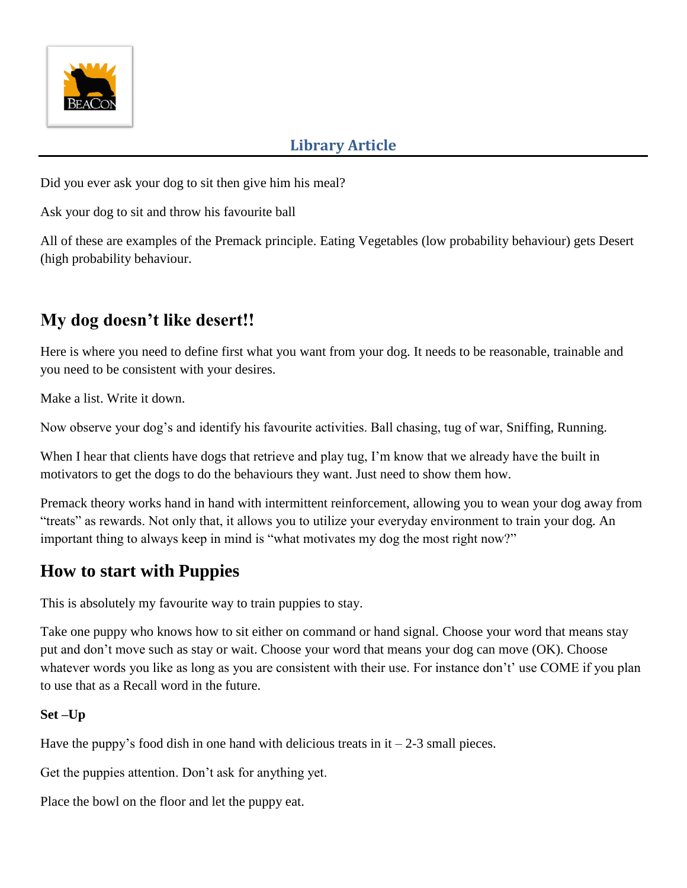Did you ever ask your dog to sit then give him his meal?

Ask your dog to sit and throw his favourite ball

All of these are examples of the Premack principle. Eating Vegetables (low probability behaviour) gets Desert (high probability behaviour.

## My dog doesn't like desert!!

Here is where you need to define first what you want from your dog. It needs to be reasonable, trainable and you need to be consistent with your desires.

Make a list. Write it down.

Now observe your dog's and identify his favourite activities. Ball chasing, tug of war, Sniffing, Running.

When I hear that clients have dogs that retrieve and play tug, I'm know that we already have the built in motivators to get the dogs to do the behaviours they want. Just need to show them how.

Premack theory works hand in hand with intermittent reinforcement, allowing you to wean your dog away from "treats" as rewards. Not only that, it allows you to utilize your everyday environment to train your dog. An important thing to always keep in mind is "what motivates my dog the most right now?"

## How to start with Puppies

This is absolutely my favourite way to train puppies to stay.

Take one puppy who knows how to sit either on command or hand signal. Choose your word that means stay put and don't move such as stay or wait. Choose your word that means your dog can move (OK). Choose whatever words you like as long as you are consistent with their use. For instance don't' use COME if you plan to use that as a Recall word in the future.

**Set –Up**

Have the puppy's food dish in one hand with delicious treats in it – 2-3 small pieces.

Get the puppies attention. Don't ask for anything yet.

Place the bowl on the floor and let the puppy eat.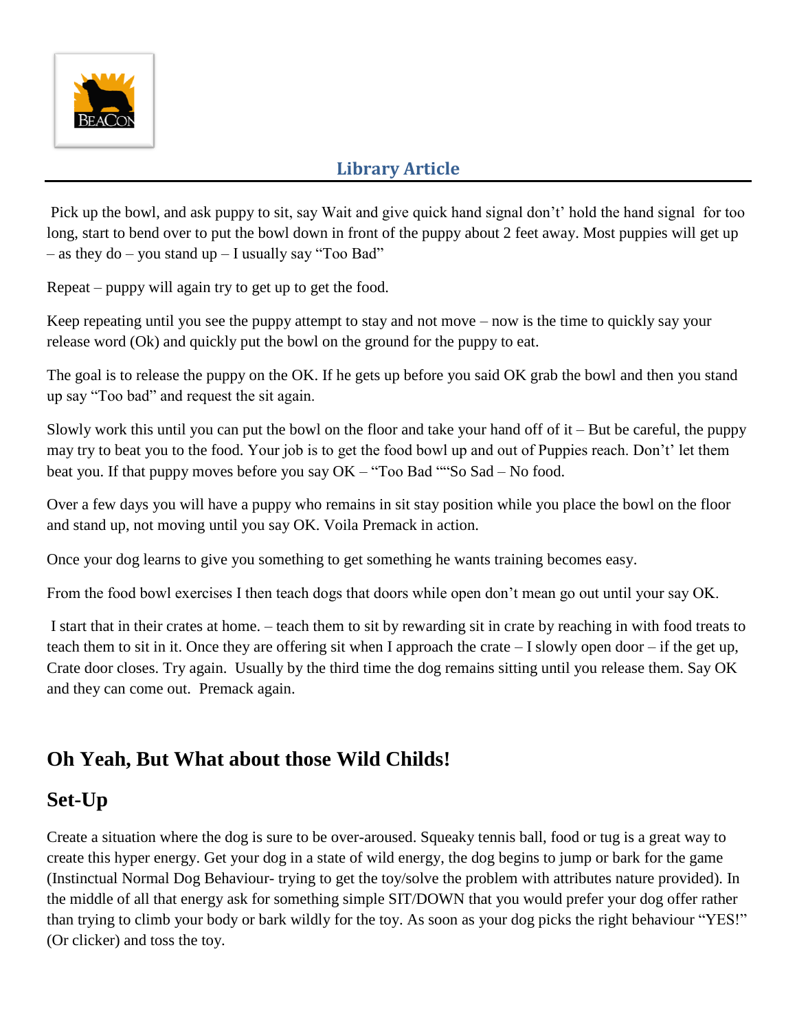Pick up the bowl, and ask puppy to sit, say Wait and give quick hand signal don't' hold the hand signal for too long, start to bend over to put the bowl down in front of the puppy about 2 feet away. Most puppies will get up – as they do – you stand up – I usually say "Too Bad"

Repeat – puppy will again try to get up to get the food.

Keep repeating until you see the puppy attempt to stay and not move – now is the time to quickly say your release word (Ok) and quickly put the bowl on the ground for the puppy to eat.

The goal is to release the puppy on the OK. If he gets up before you said OK grab the bowl and then you stand up say "Too bad" and request the sit again.

Slowly work this until you can put the bowl on the floor and take your hand off of it – But be careful, the puppy may try to beat you to the food. Your job is to get the food bowl up and out of Puppies reach. Don't' let them beat you. If that puppy moves before you say OK – "Too Bad ""So Sad – No food.

Over a few days you will have a puppy who remains in sit stay position while you place the bowl on the floor and stand up, not moving until you say OK. Voila Premack in action.

Once your dog learns to give you something to get something he wants training becomes easy.

From the food bowl exercises I then teach dogs that doors while open don't mean go out until your say OK.

I start that in their crates at home. – teach them to sit by rewarding sit in crate by reaching in with food treats to teach them to sit in it. Once they are offering sit when I approach the crate – I slowly open door – if the get up, Crate door closes. Try again. Usually by the third time the dog remains sitting until you release them. Say OK and they can come out. Premack again.

## Oh Yeah, But What about those Wild Childs!

## Set-Up

Create a situation where the dog is sure to be over-aroused. Squeaky tennis ball, food or tug is a great way to create this hyper energy. Get your dog in a state of wild energy, the dog begins to jump or bark for the game (Instinctual Normal Dog Behaviour- trying to get the toy/solve the problem with attributes nature provided). In the middle of all that energy ask for something simple SIT/DOWN that you would prefer your dog offer rather than trying to climb your body or bark wildly for the toy. As soon as your dog picks the right behaviour "YES!" (Or clicker) and toss the toy.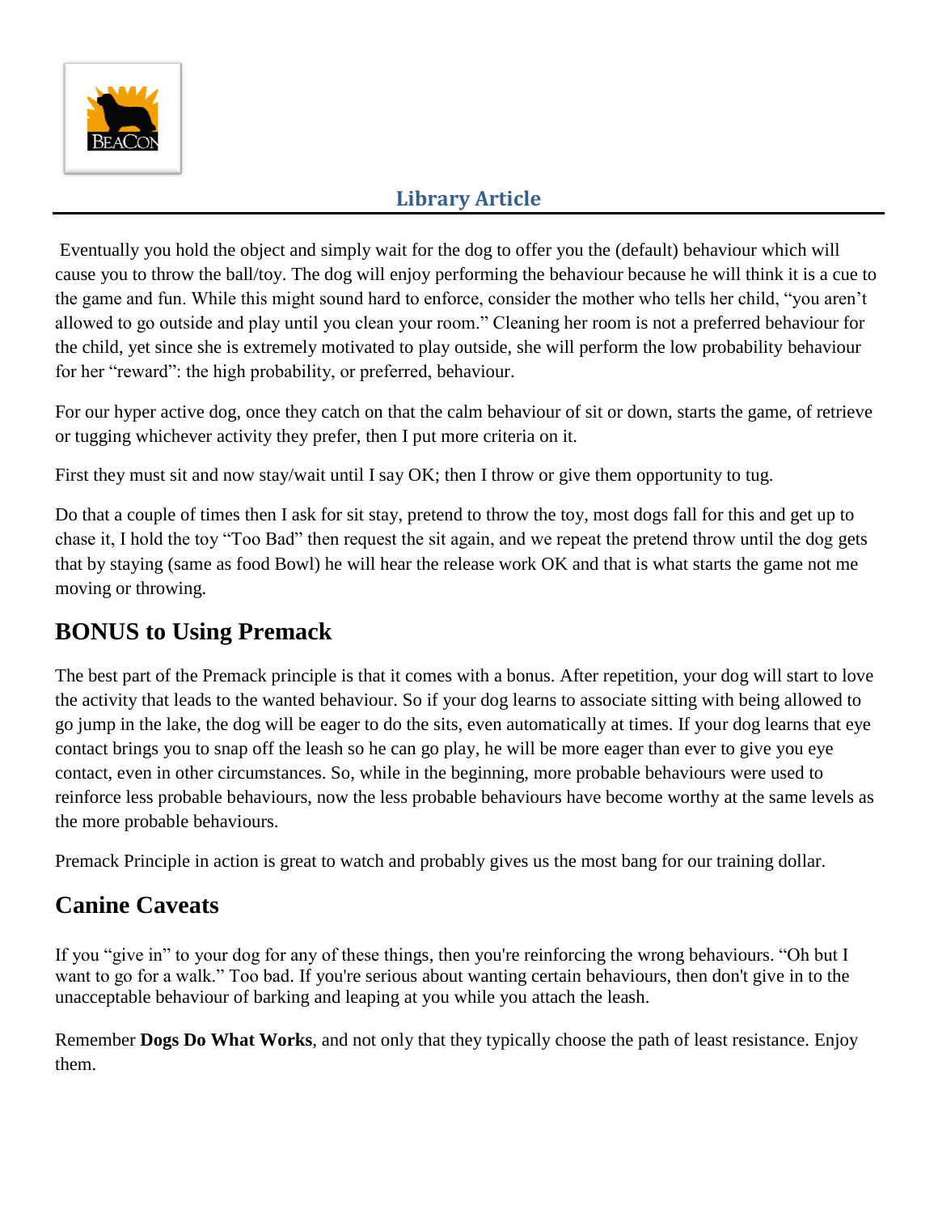Eventually you hold the object and simply wait for the dog to offer you the (default) behaviour which will cause you to throw the ball/toy. The dog will enjoy performing the behaviour because he will think it is a cue to the game and fun. While this might sound hard to enforce, consider the mother who tells her child, "you aren't allowed to go outside and play until you clean your room." Cleaning her room is not a preferred behaviour for the child, yet since she is extremely motivated to play outside, she will perform the low probability behaviour for her "reward": the high probability, or preferred, behaviour.

For our hyper active dog, once they catch on that the calm behaviour of sit or down, starts the game, of retrieve or tugging whichever activity they prefer, then I put more criteria on it.

First they must sit and now stay/wait until I say OK; then I throw or give them opportunity to tug.

Do that a couple of times then I ask for sit stay, pretend to throw the toy, most dogs fall for this and get up to chase it, I hold the toy "Too Bad" then request the sit again, and we repeat the pretend throw until the dog gets that by staying (same as food Bowl) he will hear the release work OK and that is what starts the game not me moving or throwing.

## BONUS to Using Premack

The best part of the Premack principle is that it comes with a bonus. After repetition, your dog will start to love the activity that leads to the wanted behaviour. So if your dog learns to associate sitting with being allowed to go jump in the lake, the dog will be eager to do the sits, even automatically at times. If your dog learns that eye contact brings you to snap off the leash so he can go play, he will be more eager than ever to give you eye contact, even in other circumstances. So, while in the beginning, more probable behaviours were used to reinforce less probable behaviours, now the less probable behaviours have become worthy at the same levels as the more probable behaviours.

Premack Principle in action is great to watch and probably gives us the most bang for our training dollar.

## Canine Caveats

If you "give in" to your dog for any of these things, then you're reinforcing the wrong behaviours. "Oh but I want to go for a walk." Too bad. If you're serious about wanting certain behaviours, then don't give in to the unacceptable behaviour of barking and leaping at you while you attach the leash.

Remember **Dogs Do What Works**, and not only that they typically choose the path of least resistance. Enjoy them.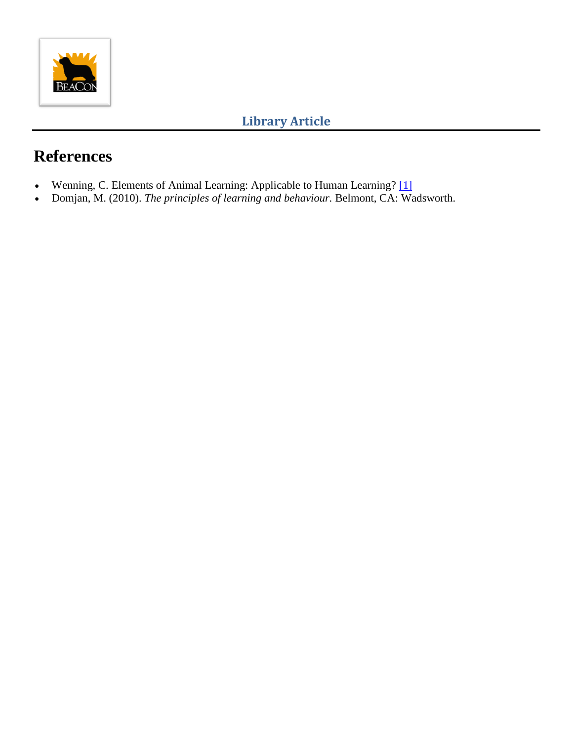## References

- Wenning, C. Elements of Animal Learning: Applicable to Human Learning? [1]
- Domjan, M. (2010). *The principles of learning and behaviour.* Belmont, CA: Wadsworth.